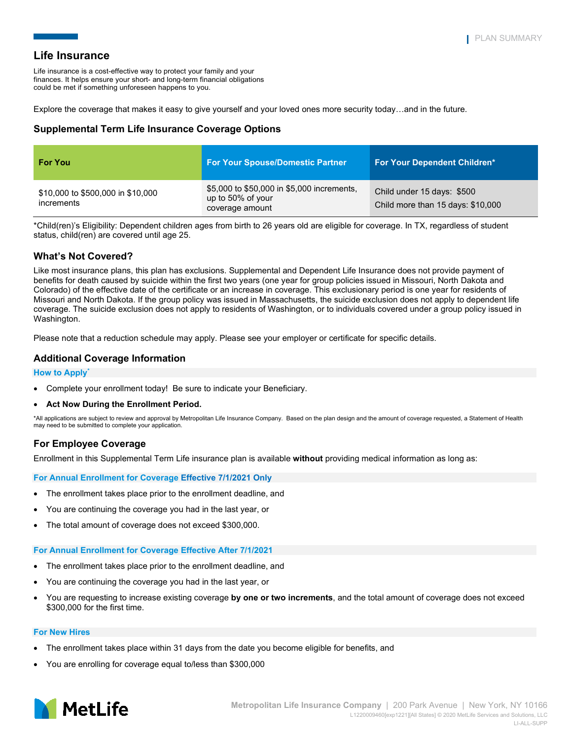# Life Insurance

Life insurance is a cost-effective way to protect your family and your finances. It helps ensure your short- and long-term financial obligations could be met if something unforeseen happens to you.

Explore the coverage that makes it easy to give yourself and your loved ones more security today…and in the future.

## Supplemental Term Life Insurance Coverage Options

| For You | For Your Spouse/Domestic Partner | For Your Dependent Children* |
|---|---|---|
| $10,000 to $500,000 in $10,000 increments | $5,000 to $50,000 in $5,000 increments, up to 50% of your coverage amount | Child under 15 days: $500<br>Child more than 15 days: $10,000 |

*Child(ren)'s Eligibility: Dependent children ages from birth to 26 years old are eligible for coverage. In TX, regardless of student status, child(ren) are covered until age 25.

## What's Not Covered?

Like most insurance plans, this plan has exclusions. Supplemental and Dependent Life Insurance does not provide payment of benefits for death caused by suicide within the first two years (one year for group policies issued in Missouri, North Dakota and Colorado) of the effective date of the certificate or an increase in coverage. This exclusionary period is one year for residents of Missouri and North Dakota. If the group policy was issued in Massachusetts, the suicide exclusion does not apply to dependent life coverage. The suicide exclusion does not apply to residents of Washington, or to individuals covered under a group policy issued in Washington.

Please note that a reduction schedule may apply. Please see your employer or certificate for specific details.

## Additional Coverage Information

### How to Apply*

- Complete your enrollment today! Be sure to indicate your Beneficiary.
- **Act Now During the Enrollment Period.**

*All applications are subject to review and approval by Metropolitan Life Insurance Company. Based on the plan design and the amount of coverage requested, a Statement of Health may need to be submitted to complete your application.

## For Employee Coverage

Enrollment in this Supplemental Term Life insurance plan is available **without** providing medical information as long as:

### For Annual Enrollment for Coverage Effective 7/1/2021 Only

- The enrollment takes place prior to the enrollment deadline, and
- You are continuing the coverage you had in the last year, or
- The total amount of coverage does not exceed $300,000.

### For Annual Enrollment for Coverage Effective After 7/1/2021

- The enrollment takes place prior to the enrollment deadline, and
- You are continuing the coverage you had in the last year, or
- You are requesting to increase existing coverage **by one or two increments**, and the total amount of coverage does not exceed $300,000 for the first time.

### For New Hires

- The enrollment takes place within 31 days from the date you become eligible for benefits, and
- You are enrolling for coverage equal to/less than $300,000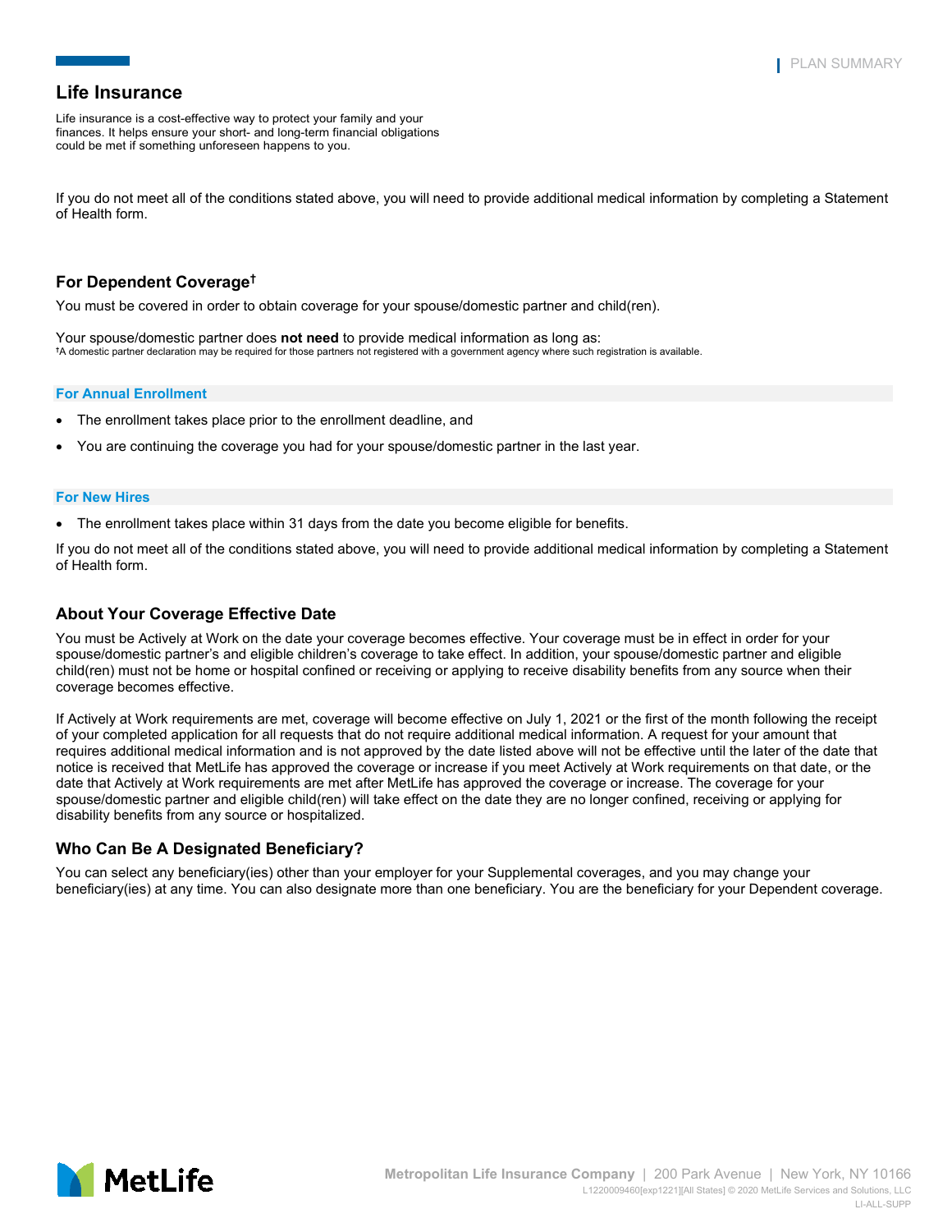## Life Insurance

Life insurance is a cost-effective way to protect your family and your finances. It helps ensure your short- and long-term financial obligations could be met if something unforeseen happens to you.

If you do not meet all of the conditions stated above, you will need to provide additional medical information by completing a Statement of Health form.

### For Dependent Coverage†

You must be covered in order to obtain coverage for your spouse/domestic partner and child(ren).

Your spouse/domestic partner does **not need** to provide medical information as long as:

†A domestic partner declaration may be required for those partners not registered with a government agency where such registration is available.

#### For Annual Enrollment

- The enrollment takes place prior to the enrollment deadline, and
- You are continuing the coverage you had for your spouse/domestic partner in the last year.

#### For New Hires

- The enrollment takes place within 31 days from the date you become eligible for benefits.

If you do not meet all of the conditions stated above, you will need to provide additional medical information by completing a Statement of Health form.

### About Your Coverage Effective Date

You must be Actively at Work on the date your coverage becomes effective. Your coverage must be in effect in order for your spouse/domestic partner's and eligible children's coverage to take effect. In addition, your spouse/domestic partner and eligible child(ren) must not be home or hospital confined or receiving or applying to receive disability benefits from any source when their coverage becomes effective.

If Actively at Work requirements are met, coverage will become effective on July 1, 2021 or the first of the month following the receipt of your completed application for all requests that do not require additional medical information. A request for your amount that requires additional medical information and is not approved by the date listed above will not be effective until the later of the date that notice is received that MetLife has approved the coverage or increase if you meet Actively at Work requirements on that date, or the date that Actively at Work requirements are met after MetLife has approved the coverage or increase. The coverage for your spouse/domestic partner and eligible child(ren) will take effect on the date they are no longer confined, receiving or applying for disability benefits from any source or hospitalized.

### Who Can Be A Designated Beneficiary?

You can select any beneficiary(ies) other than your employer for your Supplemental coverages, and you may change your beneficiary(ies) at any time. You can also designate more than one beneficiary. You are the beneficiary for your Dependent coverage.

Metropolitan Life Insurance Company | 200 Park Avenue | New York, NY 10166

L1220009460[exp1221][All States] © 2020 MetLife Services and Solutions, LLC

LI-ALL-SUPP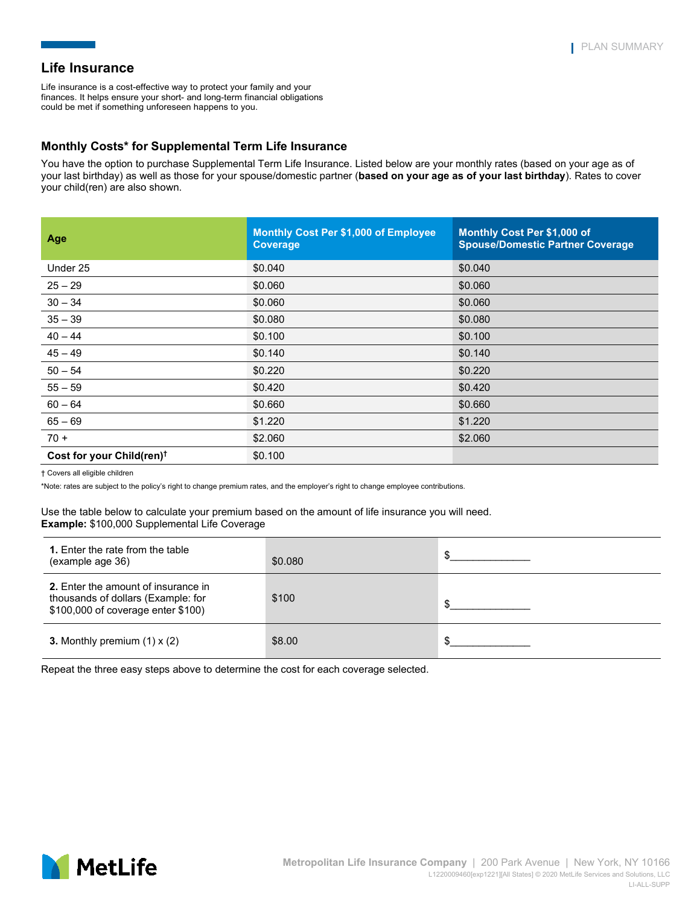## Life Insurance

Life insurance is a cost-effective way to protect your family and your finances. It helps ensure your short- and long-term financial obligations could be met if something unforeseen happens to you.

### Monthly Costs* for Supplemental Term Life Insurance

You have the option to purchase Supplemental Term Life Insurance. Listed below are your monthly rates (based on your age as of your last birthday) as well as those for your spouse/domestic partner (**based on your age as of your last birthday**). Rates to cover your child(ren) are also shown.

| Age | Monthly Cost Per $1,000 of Employee Coverage | Monthly Cost Per $1,000 of Spouse/Domestic Partner Coverage |
|---|---|---|
| Under 25 | $0.040 | $0.040 |
| 25 – 29 | $0.060 | $0.060 |
| 30 – 34 | $0.060 | $0.060 |
| 35 – 39 | $0.080 | $0.080 |
| 40 – 44 | $0.100 | $0.100 |
| 45 – 49 | $0.140 | $0.140 |
| 50 – 54 | $0.220 | $0.220 |
| 55 – 59 | $0.420 | $0.420 |
| 60 – 64 | $0.660 | $0.660 |
| 65 – 69 | $1.220 | $1.220 |
| 70 + | $2.060 | $2.060 |
| **Cost for your Child(ren)†** | $0.100 | |

† Covers all eligible children

*Note: rates are subject to the policy's right to change premium rates, and the employer's right to change employee contributions.

Use the table below to calculate your premium based on the amount of life insurance you will need.
**Example:** $100,000 Supplemental Life Coverage

| | | |
|---|---|---|
| **1.** Enter the rate from the table (example age 36) | $0.080 | $______________ |
| **2.** Enter the amount of insurance in thousands of dollars (Example: for $100,000 of coverage enter $100) | $100 | $______________ |
| **3.** Monthly premium (1) x (2) | $8.00 | $______________ |

Repeat the three easy steps above to determine the cost for each coverage selected.

Metropolitan Life Insurance Company | 200 Park Avenue | New York, NY 10166
L1220009460[exp1221][All States] © 2020 MetLife Services and Solutions, LLC
LI-ALL-SUPP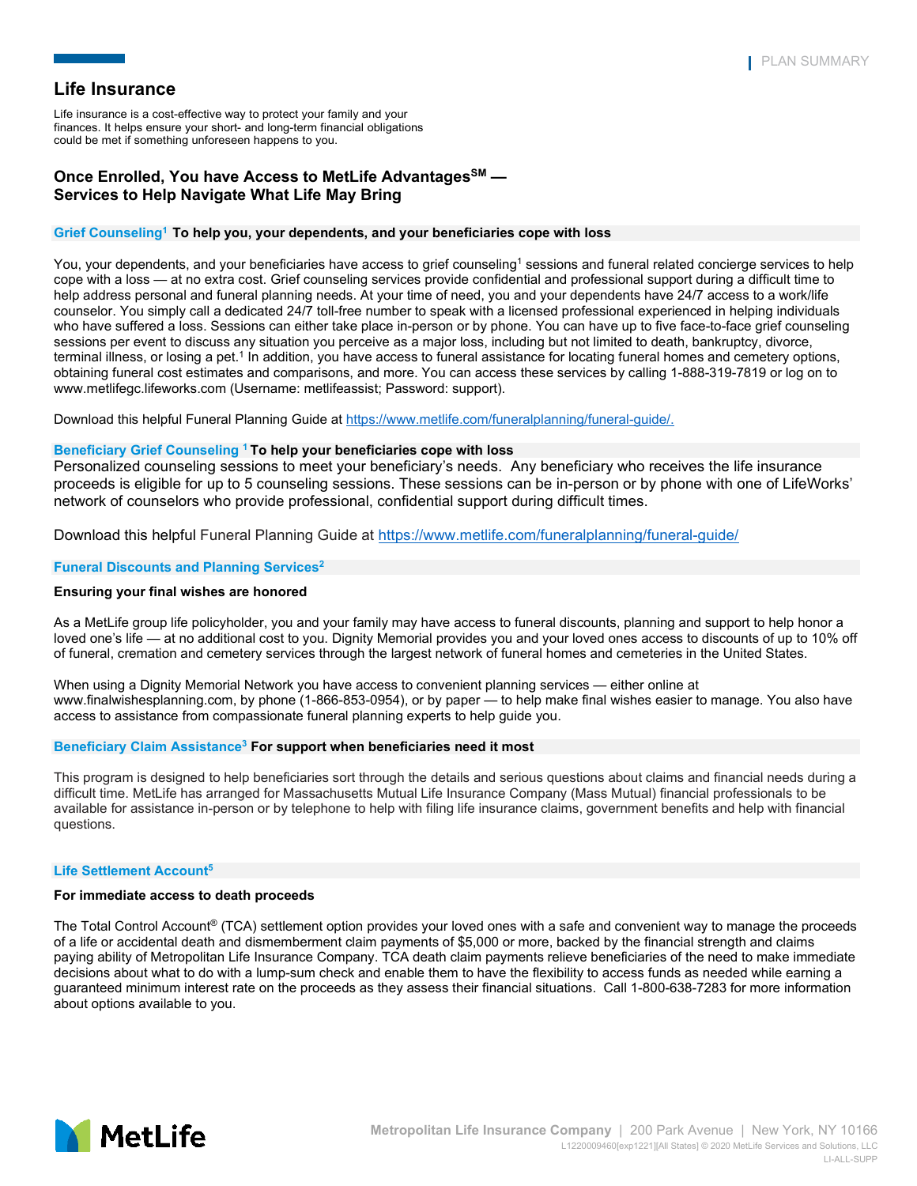## Life Insurance

Life insurance is a cost-effective way to protect your family and your finances. It helps ensure your short- and long-term financial obligations could be met if something unforeseen happens to you.

### Once Enrolled, You have Access to MetLife Advantages℠ — Services to Help Navigate What Life May Bring

**Grief Counseling[1] To help you, your dependents, and your beneficiaries cope with loss**

You, your dependents, and your beneficiaries have access to grief counseling[1] sessions and funeral related concierge services to help cope with a loss — at no extra cost. Grief counseling services provide confidential and professional support during a difficult time to help address personal and funeral planning needs. At your time of need, you and your dependents have 24/7 access to a work/life counselor. You simply call a dedicated 24/7 toll-free number to speak with a licensed professional experienced in helping individuals who have suffered a loss. Sessions can either take place in-person or by phone. You can have up to five face-to-face grief counseling sessions per event to discuss any situation you perceive as a major loss, including but not limited to death, bankruptcy, divorce, terminal illness, or losing a pet.[1] In addition, you have access to funeral assistance for locating funeral homes and cemetery options, obtaining funeral cost estimates and comparisons, and more. You can access these services by calling 1-888-319-7819 or log on to www.metlifegc.lifeworks.com (Username: metlifeassist; Password: support).

Download this helpful Funeral Planning Guide at https://www.metlife.com/funeralplanning/funeral-guide/.

**Beneficiary Grief Counseling [1] To help your beneficiaries cope with loss**

Personalized counseling sessions to meet your beneficiary's needs. Any beneficiary who receives the life insurance proceeds is eligible for up to 5 counseling sessions. These sessions can be in-person or by phone with one of LifeWorks' network of counselors who provide professional, confidential support during difficult times.

Download this helpful Funeral Planning Guide at https://www.metlife.com/funeralplanning/funeral-guide/

**Funeral Discounts and Planning Services[2]**

**Ensuring your final wishes are honored**

As a MetLife group life policyholder, you and your family may have access to funeral discounts, planning and support to help honor a loved one's life — at no additional cost to you. Dignity Memorial provides you and your loved ones access to discounts of up to 10% off of funeral, cremation and cemetery services through the largest network of funeral homes and cemeteries in the United States.

When using a Dignity Memorial Network you have access to convenient planning services — either online at www.finalwishesplanning.com, by phone (1-866-853-0954), or by paper — to help make final wishes easier to manage. You also have access to assistance from compassionate funeral planning experts to help guide you.

**Beneficiary Claim Assistance[3] For support when beneficiaries need it most**

This program is designed to help beneficiaries sort through the details and serious questions about claims and financial needs during a difficult time. MetLife has arranged for Massachusetts Mutual Life Insurance Company (Mass Mutual) financial professionals to be available for assistance in-person or by telephone to help with filing life insurance claims, government benefits and help with financial questions.

**Life Settlement Account[5]**

**For immediate access to death proceeds**

The Total Control Account® (TCA) settlement option provides your loved ones with a safe and convenient way to manage the proceeds of a life or accidental death and dismemberment claim payments of $5,000 or more, backed by the financial strength and claims paying ability of Metropolitan Life Insurance Company. TCA death claim payments relieve beneficiaries of the need to make immediate decisions about what to do with a lump-sum check and enable them to have the flexibility to access funds as needed while earning a guaranteed minimum interest rate on the proceeds as they assess their financial situations. Call 1-800-638-7283 for more information about options available to you.

Metropolitan Life Insurance Company | 200 Park Avenue | New York, NY 10166
L1220009460[exp1221][All States] © 2020 MetLife Services and Solutions, LLC
LI-ALL-SUPP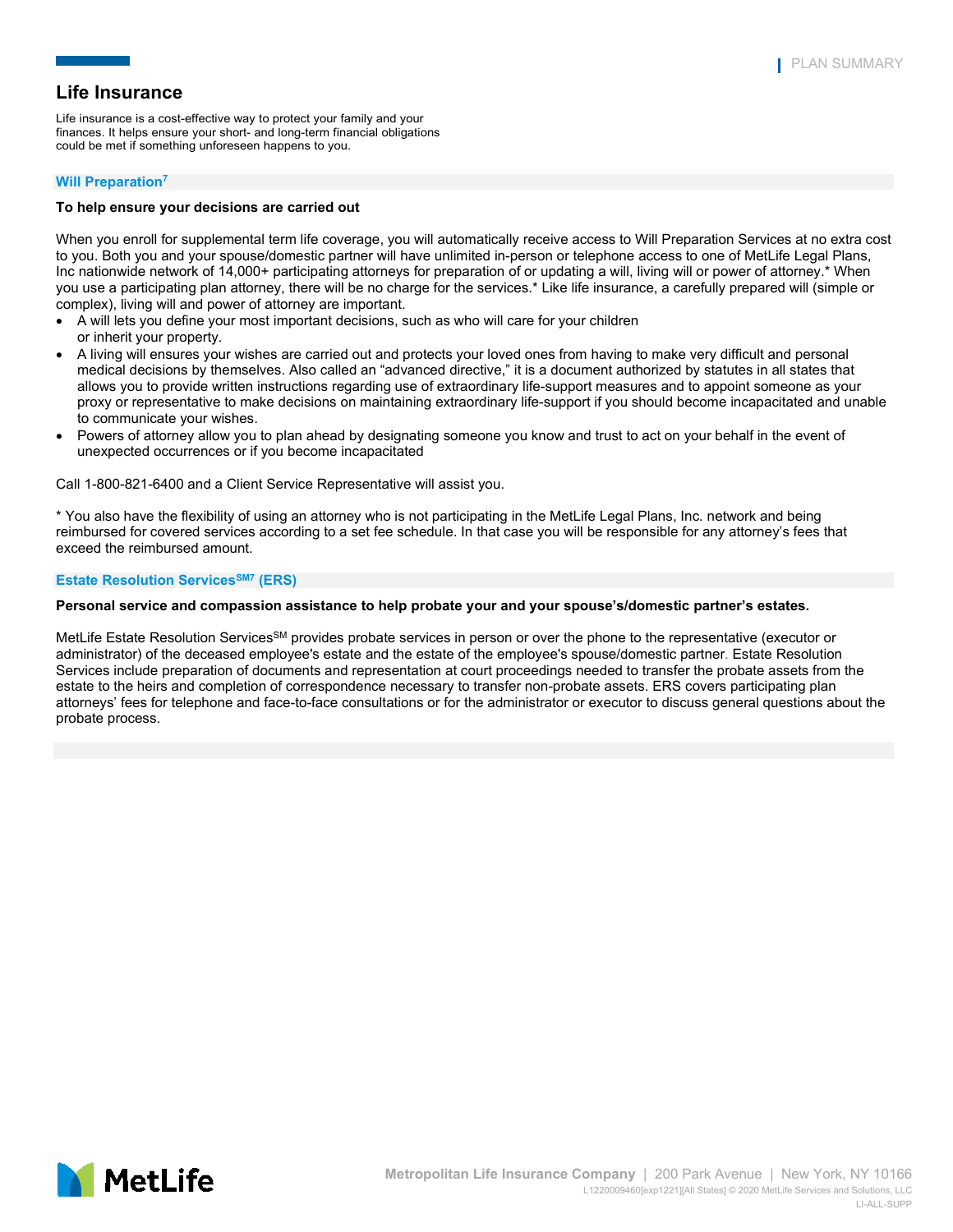## Life Insurance

Life insurance is a cost-effective way to protect your family and your finances. It helps ensure your short- and long-term financial obligations could be met if something unforeseen happens to you.

### Will Preparation[7]

**To help ensure your decisions are carried out**

When you enroll for supplemental term life coverage, you will automatically receive access to Will Preparation Services at no extra cost to you. Both you and your spouse/domestic partner will have unlimited in-person or telephone access to one of MetLife Legal Plans, Inc nationwide network of 14,000+ participating attorneys for preparation of or updating a will, living will or power of attorney.* When you use a participating plan attorney, there will be no charge for the services.* Like life insurance, a carefully prepared will (simple or complex), living will and power of attorney are important.

- A will lets you define your most important decisions, such as who will care for your children or inherit your property.
- A living will ensures your wishes are carried out and protects your loved ones from having to make very difficult and personal medical decisions by themselves. Also called an "advanced directive," it is a document authorized by statutes in all states that allows you to provide written instructions regarding use of extraordinary life-support measures and to appoint someone as your proxy or representative to make decisions on maintaining extraordinary life-support if you should become incapacitated and unable to communicate your wishes.
- Powers of attorney allow you to plan ahead by designating someone you know and trust to act on your behalf in the event of unexpected occurrences or if you become incapacitated

Call 1-800-821-6400 and a Client Service Representative will assist you.

* You also have the flexibility of using an attorney who is not participating in the MetLife Legal Plans, Inc. network and being reimbursed for covered services according to a set fee schedule. In that case you will be responsible for any attorney's fees that exceed the reimbursed amount.

### Estate Resolution Services[SM7] (ERS)

**Personal service and compassion assistance to help probate your and your spouse's/domestic partner's estates.**

MetLife Estate Resolution Services[SM] provides probate services in person or over the phone to the representative (executor or administrator) of the deceased employee's estate and the estate of the employee's spouse/domestic partner. Estate Resolution Services include preparation of documents and representation at court proceedings needed to transfer the probate assets from the estate to the heirs and completion of correspondence necessary to transfer non-probate assets. ERS covers participating plan attorneys' fees for telephone and face-to-face consultations or for the administrator or executor to discuss general questions about the probate process.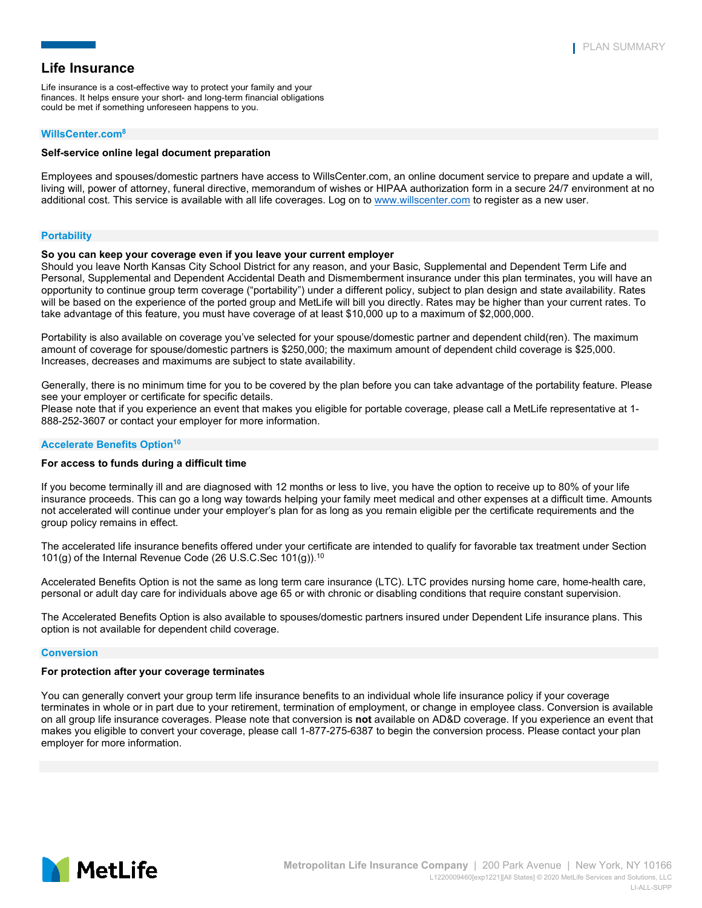# Life Insurance

Life insurance is a cost-effective way to protect your family and your finances. It helps ensure your short- and long-term financial obligations could be met if something unforeseen happens to you.

## WillsCenter.com[8]

**Self-service online legal document preparation**

Employees and spouses/domestic partners have access to WillsCenter.com, an online document service to prepare and update a will, living will, power of attorney, funeral directive, memorandum of wishes or HIPAA authorization form in a secure 24/7 environment at no additional cost. This service is available with all life coverages. Log on to www.willscenter.com to register as a new user.

## Portability

**So you can keep your coverage even if you leave your current employer**

Should you leave North Kansas City School District for any reason, and your Basic, Supplemental and Dependent Term Life and Personal, Supplemental and Dependent Accidental Death and Dismemberment insurance under this plan terminates, you will have an opportunity to continue group term coverage ("portability") under a different policy, subject to plan design and state availability. Rates will be based on the experience of the ported group and MetLife will bill you directly. Rates may be higher than your current rates. To take advantage of this feature, you must have coverage of at least $10,000 up to a maximum of $2,000,000.

Portability is also available on coverage you've selected for your spouse/domestic partner and dependent child(ren). The maximum amount of coverage for spouse/domestic partners is $250,000; the maximum amount of dependent child coverage is $25,000. Increases, decreases and maximums are subject to state availability.

Generally, there is no minimum time for you to be covered by the plan before you can take advantage of the portability feature. Please see your employer or certificate for specific details.
Please note that if you experience an event that makes you eligible for portable coverage, please call a MetLife representative at 1-888-252-3607 or contact your employer for more information.

## Accelerate Benefits Option[10]

**For access to funds during a difficult time**

If you become terminally ill and are diagnosed with 12 months or less to live, you have the option to receive up to 80% of your life insurance proceeds. This can go a long way towards helping your family meet medical and other expenses at a difficult time. Amounts not accelerated will continue under your employer's plan for as long as you remain eligible per the certificate requirements and the group policy remains in effect.

The accelerated life insurance benefits offered under your certificate are intended to qualify for favorable tax treatment under Section 101(g) of the Internal Revenue Code (26 U.S.C.Sec 101(g)).[10]

Accelerated Benefits Option is not the same as long term care insurance (LTC). LTC provides nursing home care, home-health care, personal or adult day care for individuals above age 65 or with chronic or disabling conditions that require constant supervision.

The Accelerated Benefits Option is also available to spouses/domestic partners insured under Dependent Life insurance plans. This option is not available for dependent child coverage.

## Conversion

**For protection after your coverage terminates**

You can generally convert your group term life insurance benefits to an individual whole life insurance policy if your coverage terminates in whole or in part due to your retirement, termination of employment, or change in employee class. Conversion is available on all group life insurance coverages. Please note that conversion is **not** available on AD&D coverage. If you experience an event that makes you eligible to convert your coverage, please call 1-877-275-6387 to begin the conversion process. Please contact your plan employer for more information.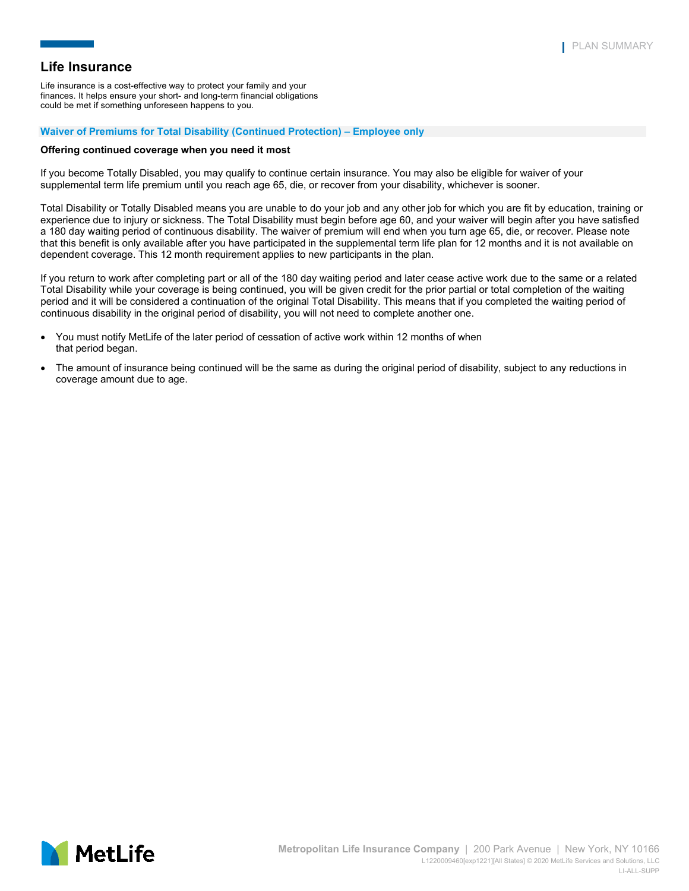# Life Insurance

Life insurance is a cost-effective way to protect your family and your finances. It helps ensure your short- and long-term financial obligations could be met if something unforeseen happens to you.

## Waiver of Premiums for Total Disability (Continued Protection) – Employee only

**Offering continued coverage when you need it most**

If you become Totally Disabled, you may qualify to continue certain insurance. You may also be eligible for waiver of your supplemental term life premium until you reach age 65, die, or recover from your disability, whichever is sooner.

Total Disability or Totally Disabled means you are unable to do your job and any other job for which you are fit by education, training or experience due to injury or sickness. The Total Disability must begin before age 60, and your waiver will begin after you have satisfied a 180 day waiting period of continuous disability. The waiver of premium will end when you turn age 65, die, or recover. Please note that this benefit is only available after you have participated in the supplemental term life plan for 12 months and it is not available on dependent coverage. This 12 month requirement applies to new participants in the plan.

If you return to work after completing part or all of the 180 day waiting period and later cease active work due to the same or a related Total Disability while your coverage is being continued, you will be given credit for the prior partial or total completion of the waiting period and it will be considered a continuation of the original Total Disability. This means that if you completed the waiting period of continuous disability in the original period of disability, you will not need to complete another one.

- You must notify MetLife of the later period of cessation of active work within 12 months of when that period began.
- The amount of insurance being continued will be the same as during the original period of disability, subject to any reductions in coverage amount due to age.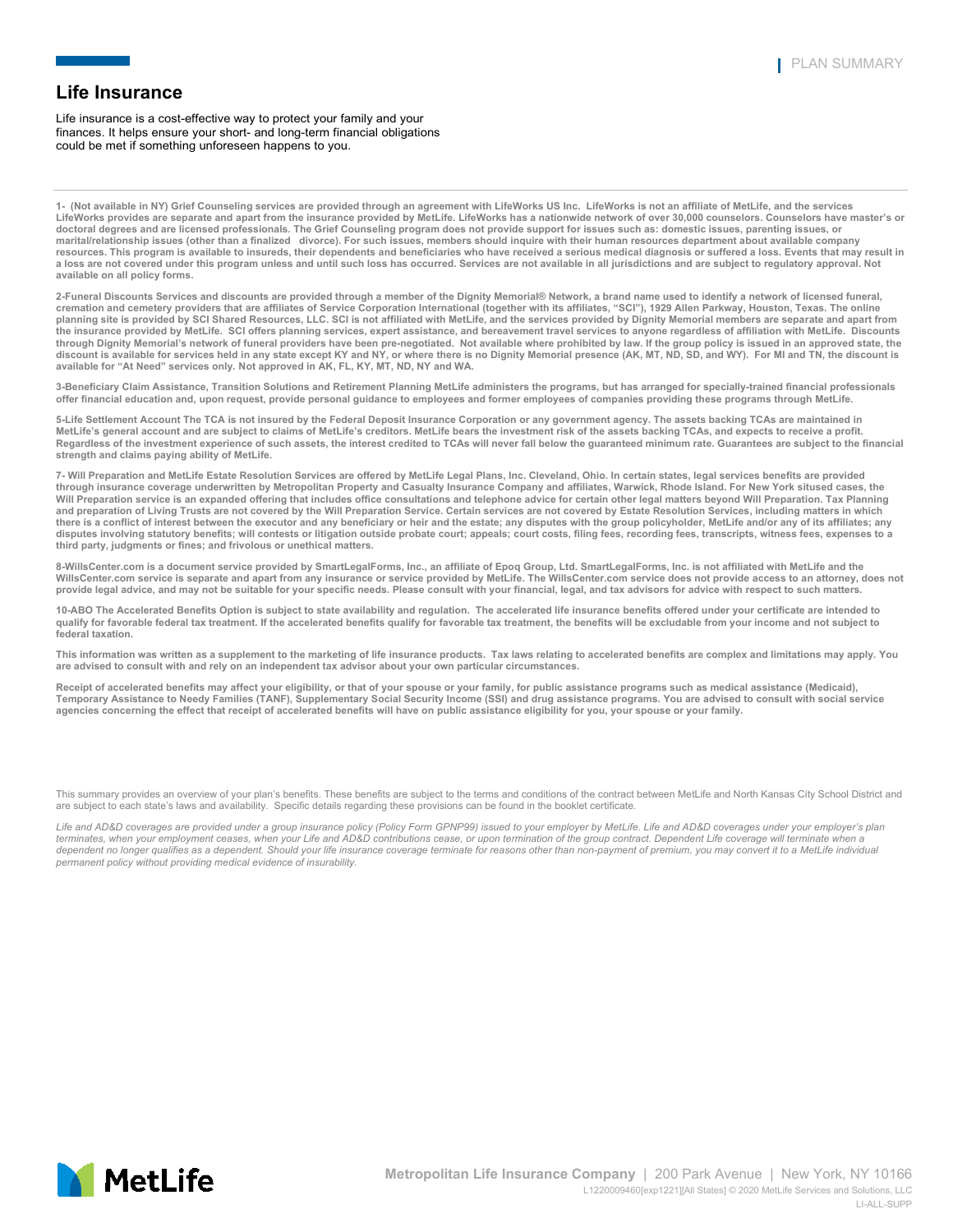## Life Insurance

Life insurance is a cost-effective way to protect your family and your finances. It helps ensure your short- and long-term financial obligations could be met if something unforeseen happens to you.

**1- (Not available in NY) Grief Counseling services are provided through an agreement with LifeWorks US Inc. LifeWorks is not an affiliate of MetLife, and the services LifeWorks provides are separate and apart from the insurance provided by MetLife. LifeWorks has a nationwide network of over 30,000 counselors. Counselors have master's or doctoral degrees and are licensed professionals. The Grief Counseling program does not provide support for issues such as: domestic issues, parenting issues, or marital/relationship issues (other than a finalized divorce). For such issues, members should inquire with their human resources department about available company resources. This program is available to insureds, their dependents and beneficiaries who have received a serious medical diagnosis or suffered a loss. Events that may result in a loss are not covered under this program unless and until such loss has occurred. Services are not available in all jurisdictions and are subject to regulatory approval. Not available on all policy forms.**

**2-Funeral Discounts Services and discounts are provided through a member of the Dignity Memorial® Network, a brand name used to identify a network of licensed funeral, cremation and cemetery providers that are affiliates of Service Corporation International (together with its affiliates, "SCI"), 1929 Allen Parkway, Houston, Texas. The online planning site is provided by SCI Shared Resources, LLC. SCI is not affiliated with MetLife, and the services provided by Dignity Memorial members are separate and apart from the insurance provided by MetLife. SCI offers planning services, expert assistance, and bereavement travel services to anyone regardless of affiliation with MetLife. Discounts through Dignity Memorial's network of funeral providers have been pre-negotiated. Not available where prohibited by law. If the group policy is issued in an approved state, the discount is available for services held in any state except KY and NY, or where there is no Dignity Memorial presence (AK, MT, ND, SD, and WY). For MI and TN, the discount is available for "At Need" services only. Not approved in AK, FL, KY, MT, ND, NY and WA.**

**3-Beneficiary Claim Assistance, Transition Solutions and Retirement Planning MetLife administers the programs, but has arranged for specially-trained financial professionals offer financial education and, upon request, provide personal guidance to employees and former employees of companies providing these programs through MetLife.**

**5-Life Settlement Account The TCA is not insured by the Federal Deposit Insurance Corporation or any government agency. The assets backing TCAs are maintained in MetLife's general account and are subject to claims of MetLife's creditors. MetLife bears the investment risk of the assets backing TCAs, and expects to receive a profit. Regardless of the investment experience of such assets, the interest credited to TCAs will never fall below the guaranteed minimum rate. Guarantees are subject to the financial strength and claims paying ability of MetLife.**

**7- Will Preparation and MetLife Estate Resolution Services are offered by MetLife Legal Plans, Inc. Cleveland, Ohio. In certain states, legal services benefits are provided through insurance coverage underwritten by Metropolitan Property and Casualty Insurance Company and affiliates, Warwick, Rhode Island. For New York sitused cases, the Will Preparation service is an expanded offering that includes office consultations and telephone advice for certain other legal matters beyond Will Preparation. Tax Planning and preparation of Living Trusts are not covered by the Will Preparation Service. Certain services are not covered by Estate Resolution Services, including matters in which there is a conflict of interest between the executor and any beneficiary or heir and the estate; any disputes with the group policyholder, MetLife and/or any of its affiliates; any disputes involving statutory benefits; will contests or litigation outside probate court; appeals; court costs, filing fees, recording fees, transcripts, witness fees, expenses to a third party, judgments or fines; and frivolous or unethical matters.**

**8-WillsCenter.com is a document service provided by SmartLegalForms, Inc., an affiliate of Epoq Group, Ltd. SmartLegalForms, Inc. is not affiliated with MetLife and the WillsCenter.com service is separate and apart from any insurance or service provided by MetLife. The WillsCenter.com service does not provide access to an attorney, does not provide legal advice, and may not be suitable for your specific needs. Please consult with your financial, legal, and tax advisors for advice with respect to such matters.**

**10-ABO The Accelerated Benefits Option is subject to state availability and regulation. The accelerated life insurance benefits offered under your certificate are intended to qualify for favorable federal tax treatment. If the accelerated benefits qualify for favorable tax treatment, the benefits will be excludable from your income and not subject to federal taxation.**

**This information was written as a supplement to the marketing of life insurance products. Tax laws relating to accelerated benefits are complex and limitations may apply. You are advised to consult with and rely on an independent tax advisor about your own particular circumstances.**

**Receipt of accelerated benefits may affect your eligibility, or that of your spouse or your family, for public assistance programs such as medical assistance (Medicaid), Temporary Assistance to Needy Families (TANF), Supplementary Social Security Income (SSI) and drug assistance programs. You are advised to consult with social service agencies concerning the effect that receipt of accelerated benefits will have on public assistance eligibility for you, your spouse or your family.**

This summary provides an overview of your plan's benefits. These benefits are subject to the terms and conditions of the contract between MetLife and North Kansas City School District and are subject to each state's laws and availability. Specific details regarding these provisions can be found in the booklet certificate.

*Life and AD&D coverages are provided under a group insurance policy (Policy Form GPNP99) issued to your employer by MetLife. Life and AD&D coverages under your employer's plan terminates, when your employment ceases, when your Life and AD&D contributions cease, or upon termination of the group contract. Dependent Life coverage will terminate when a dependent no longer qualifies as a dependent. Should your life insurance coverage terminate for reasons other than non-payment of premium, you may convert it to a MetLife individual permanent policy without providing medical evidence of insurability.*

**Metropolitan Life Insurance Company** | 200 Park Avenue | New York, NY 10166

L1220009460[exp1221][All States] © 2020 MetLife Services and Solutions, LLC

LI-ALL-SUPP